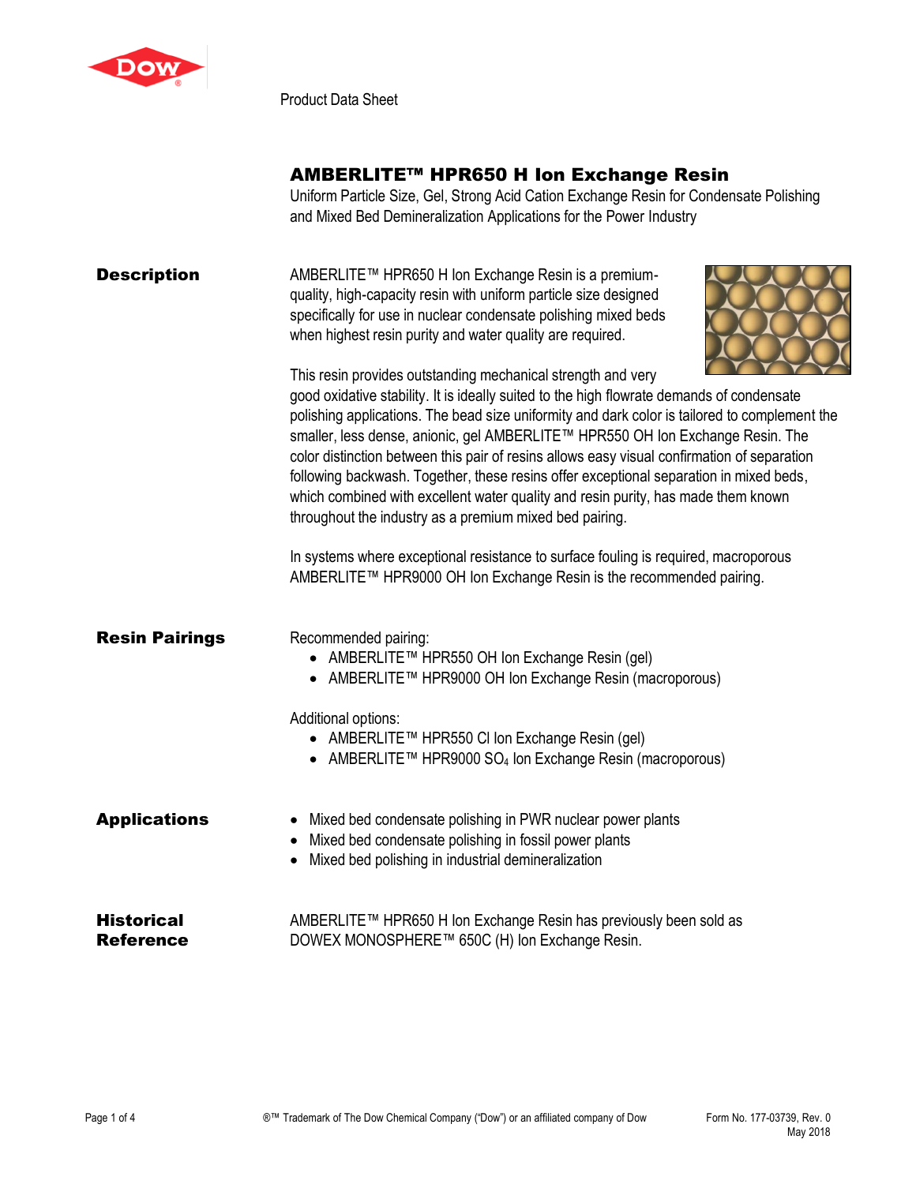Product Data Sheet

# AMBERLITE™ HPR650 H Ion Exchange Resin

Uniform Particle Size, Gel, Strong Acid Cation Exchange Resin for Condensate Polishing and Mixed Bed Demineralization Applications for the Power Industry

## Description

AMBERLITE™ HPR650 H Ion Exchange Resin is a premium-quality, high-capacity resin with uniform particle size designed specifically for use in nuclear condensate polishing mixed beds when highest resin purity and water quality are required.

This resin provides outstanding mechanical strength and very good oxidative stability. It is ideally suited to the high flowrate demands of condensate polishing applications. The bead size uniformity and dark color is tailored to complement the smaller, less dense, anionic, gel AMBERLITE™ HPR550 OH Ion Exchange Resin. The color distinction between this pair of resins allows easy visual confirmation of separation following backwash. Together, these resins offer exceptional separation in mixed beds, which combined with excellent water quality and resin purity, has made them known throughout the industry as a premium mixed bed pairing.

In systems where exceptional resistance to surface fouling is required, macroporous AMBERLITE™ HPR9000 OH Ion Exchange Resin is the recommended pairing.

## Resin Pairings

Recommended pairing:

- AMBERLITE™ HPR550 OH Ion Exchange Resin (gel)
- AMBERLITE™ HPR9000 OH Ion Exchange Resin (macroporous)

Additional options:

- AMBERLITE™ HPR550 Cl Ion Exchange Resin (gel)
- AMBERLITE™ HPR9000 $SO_4$ Ion Exchange Resin (macroporous)

## Applications

- Mixed bed condensate polishing in PWR nuclear power plants
- Mixed bed condensate polishing in fossil power plants
- Mixed bed polishing in industrial demineralization

## Historical Reference

AMBERLITE™ HPR650 H Ion Exchange Resin has previously been sold as DOWEX MONOSPHERE™ 650C (H) Ion Exchange Resin.

®™ Trademark of The Dow Chemical Company ("Dow") or an affiliated company of Dow

Form No. 177-03739, Rev. 0
May 2018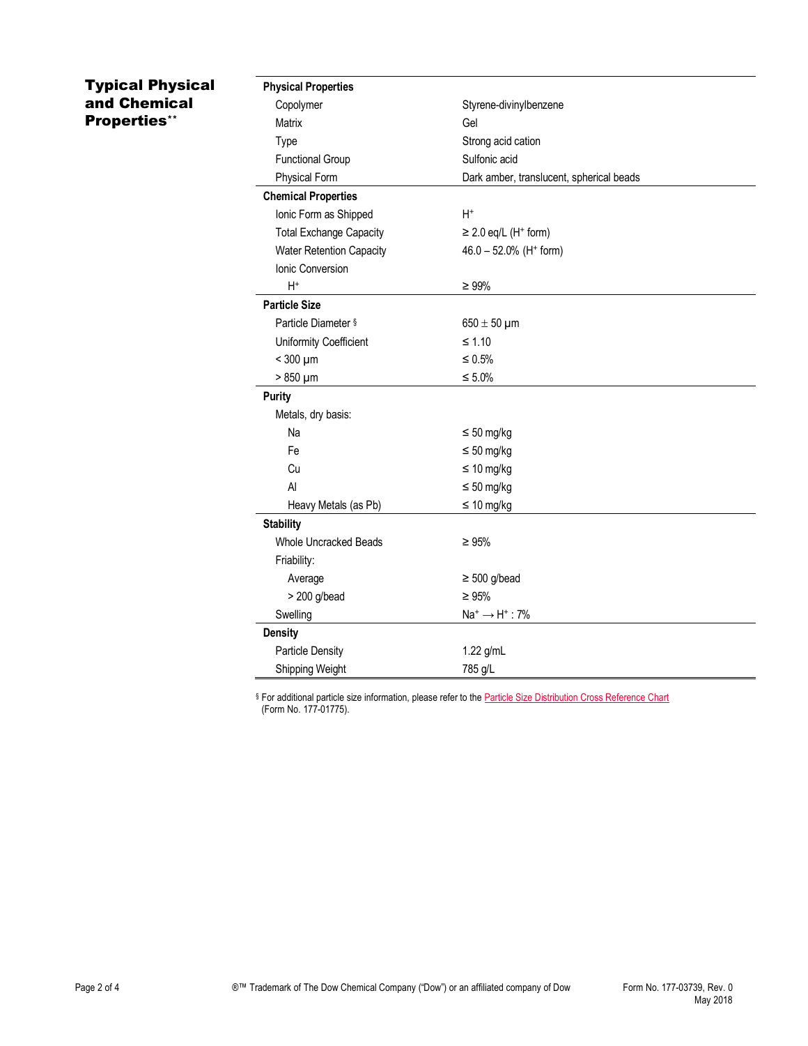## Typical Physical and Chemical Properties**

| | |
|---|---|
| **Physical Properties** | |
| Copolymer | Styrene-divinylbenzene |
| Matrix | Gel |
| Type | Strong acid cation |
| Functional Group | Sulfonic acid |
| Physical Form | Dark amber, translucent, spherical beads |
| **Chemical Properties** | |
| Ionic Form as Shipped | $H^+$ |
| Total Exchange Capacity | ≥ 2.0 eq/L ($H^+$ form) |
| Water Retention Capacity | 46.0 – 52.0% ($H^+$ form) |
| Ionic Conversion | |
| $H^+$ | ≥ 99% |
| **Particle Size** | |
| Particle Diameter § | 650 ± 50 µm |
| Uniformity Coefficient | ≤ 1.10 |
| < 300 µm | ≤ 0.5% |
| > 850 µm | ≤ 5.0% |
| **Purity** | |
| Metals, dry basis: | |
| Na | ≤ 50 mg/kg |
| Fe | ≤ 50 mg/kg |
| Cu | ≤ 10 mg/kg |
| Al | ≤ 50 mg/kg |
| Heavy Metals (as Pb) | ≤ 10 mg/kg |
| **Stability** | |
| Whole Uncracked Beads | ≥ 95% |
| Friability: | |
| Average | ≥ 500 g/bead |
| > 200 g/bead | ≥ 95% |
| Swelling | $Na^+ \rightarrow H^+$ : 7% |
| **Density** | |
| Particle Density | 1.22 g/mL |
| Shipping Weight | 785 g/L |

§ For additional particle size information, please refer to the Particle Size Distribution Cross Reference Chart (Form No. 177-01775).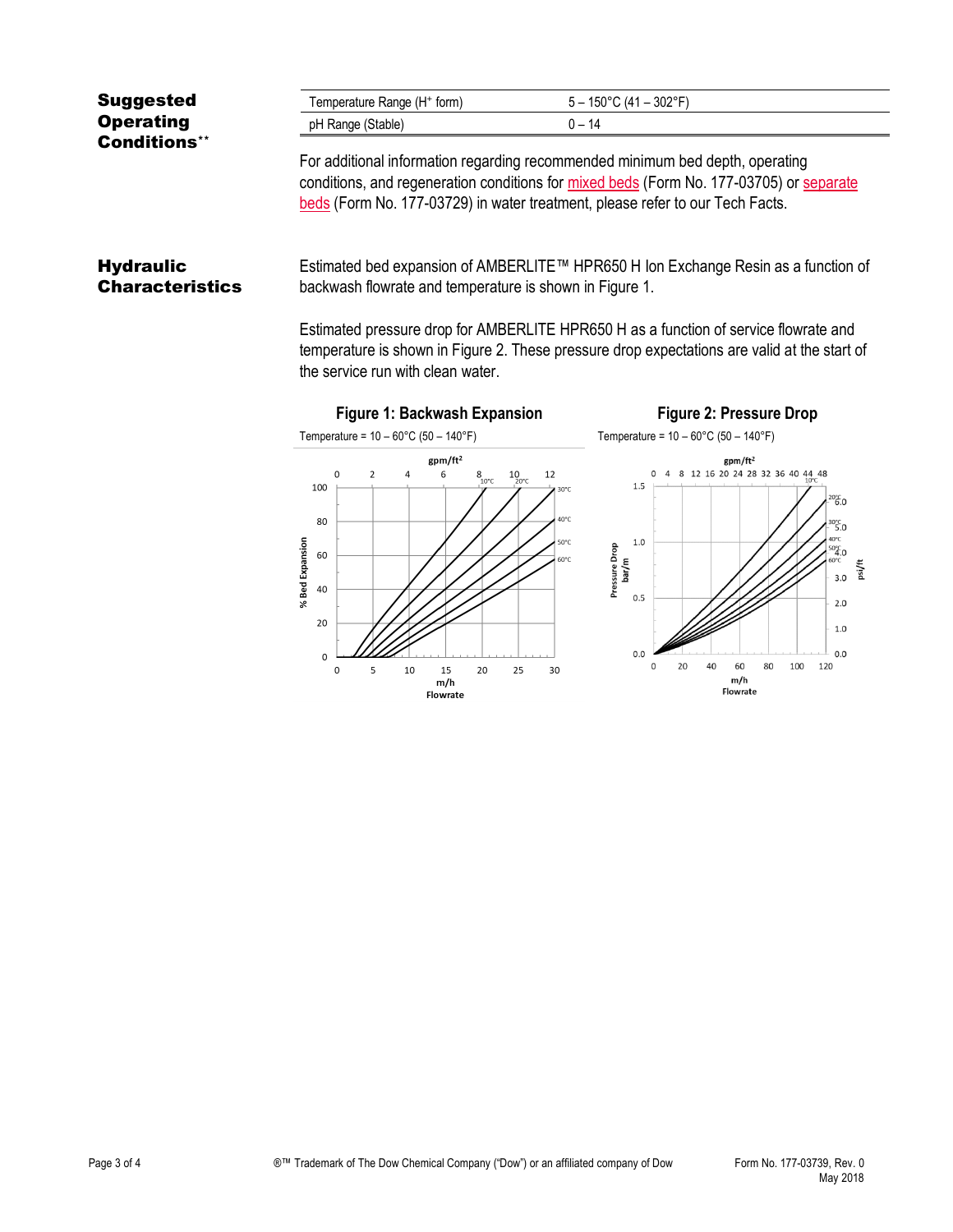## Suggested Operating Conditions**

| Temperature Range ($H^+$ form) | 5 – 150°C (41 – 302°F) |
|---|---|
| pH Range (Stable) | 0 – 14 |

For additional information regarding recommended minimum bed depth, operating conditions, and regeneration conditions for mixed beds (Form No. 177-03705) or separate beds (Form No. 177-03729) in water treatment, please refer to our Tech Facts.

## Hydraulic Characteristics

Estimated bed expansion of AMBERLITE™ HPR650 H Ion Exchange Resin as a function of backwash flowrate and temperature is shown in Figure 1.

Estimated pressure drop for AMBERLITE HPR650 H as a function of service flowrate and temperature is shown in Figure 2. These pressure drop expectations are valid at the start of the service run with clean water.

**Figure 1: Backwash Expansion**

Temperature = 10 – 60°C (50 – 140°F)

**Figure 2: Pressure Drop**

Temperature = 10 – 60°C (50 – 140°F)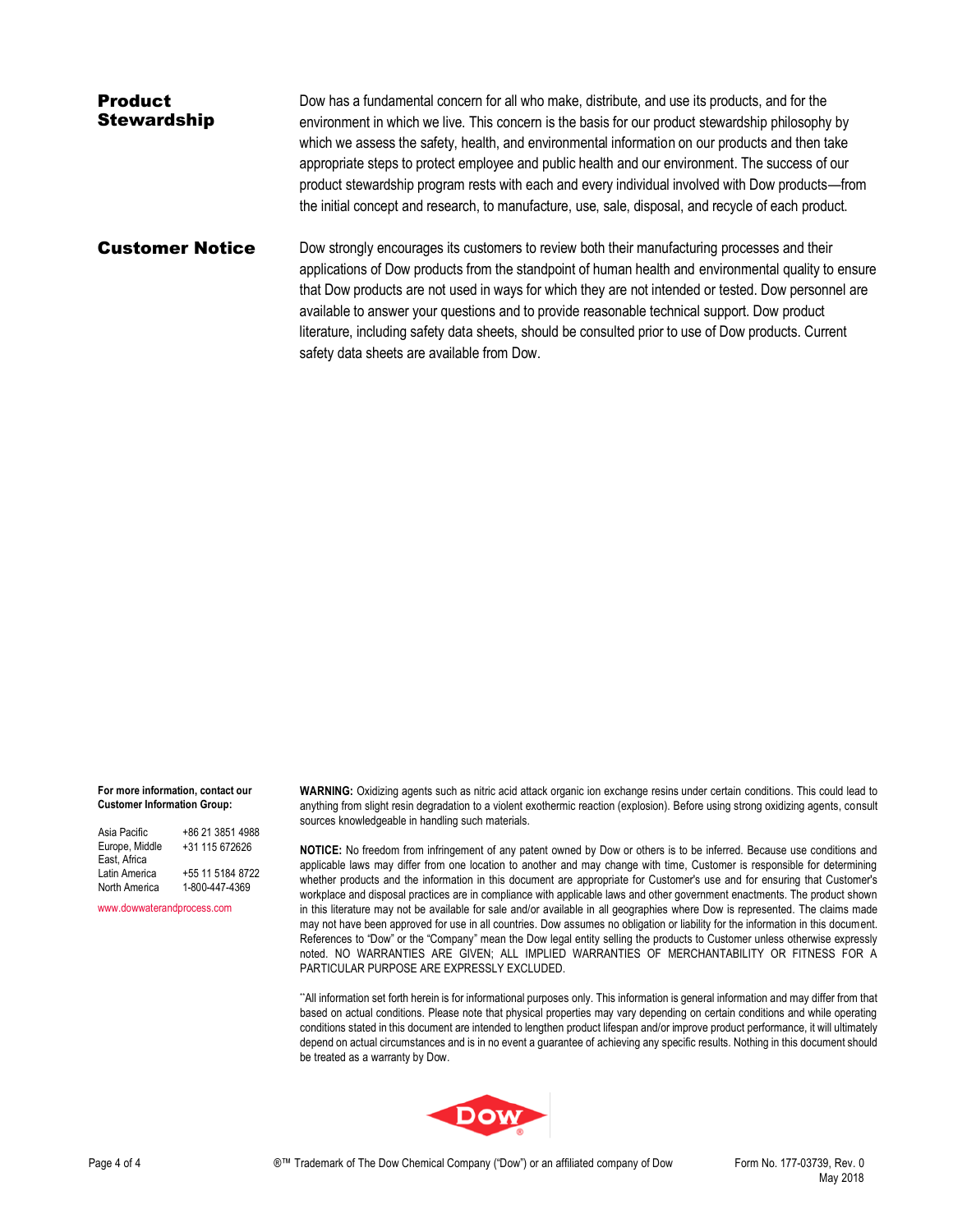## Product Stewardship

Dow has a fundamental concern for all who make, distribute, and use its products, and for the environment in which we live. This concern is the basis for our product stewardship philosophy by which we assess the safety, health, and environmental information on our products and then take appropriate steps to protect employee and public health and our environment. The success of our product stewardship program rests with each and every individual involved with Dow products—from the initial concept and research, to manufacture, use, sale, disposal, and recycle of each product.

## Customer Notice

Dow strongly encourages its customers to review both their manufacturing processes and their applications of Dow products from the standpoint of human health and environmental quality to ensure that Dow products are not used in ways for which they are not intended or tested. Dow personnel are available to answer your questions and to provide reasonable technical support. Dow product literature, including safety data sheets, should be consulted prior to use of Dow products. Current safety data sheets are available from Dow.

**For more information, contact our Customer Information Group:**

| | |
|---|---|
| Asia Pacific | +86 21 3851 4988 |
| Europe, Middle East, Africa | +31 115 672626 |
| Latin America | +55 11 5184 8722 |
| North America | 1-800-447-4369 |

www.dowwaterandprocess.com

**WARNING:** Oxidizing agents such as nitric acid attack organic ion exchange resins under certain conditions. This could lead to anything from slight resin degradation to a violent exothermic reaction (explosion). Before using strong oxidizing agents, consult sources knowledgeable in handling such materials.

**NOTICE:** No freedom from infringement of any patent owned by Dow or others is to be inferred. Because use conditions and applicable laws may differ from one location to another and may change with time, Customer is responsible for determining whether products and the information in this document are appropriate for Customer's use and for ensuring that Customer's workplace and disposal practices are in compliance with applicable laws and other government enactments. The product shown in this literature may not be available for sale and/or available in all geographies where Dow is represented. The claims made may not have been approved for use in all countries. Dow assumes no obligation or liability for the information in this document. References to "Dow" or the "Company" mean the Dow legal entity selling the products to Customer unless otherwise expressly noted. NO WARRANTIES ARE GIVEN; ALL IMPLIED WARRANTIES OF MERCHANTABILITY OR FITNESS FOR A PARTICULAR PURPOSE ARE EXPRESSLY EXCLUDED.

"All information set forth herein is for informational purposes only. This information is general information and may differ from that based on actual conditions. Please note that physical properties may vary depending on certain conditions and while operating conditions stated in this document are intended to lengthen product lifespan and/or improve product performance, it will ultimately depend on actual circumstances and is in no event a guarantee of achieving any specific results. Nothing in this document should be treated as a warranty by Dow.

®™ Trademark of The Dow Chemical Company ("Dow") or an affiliated company of Dow

Form No. 177-03739, Rev. 0
May 2018